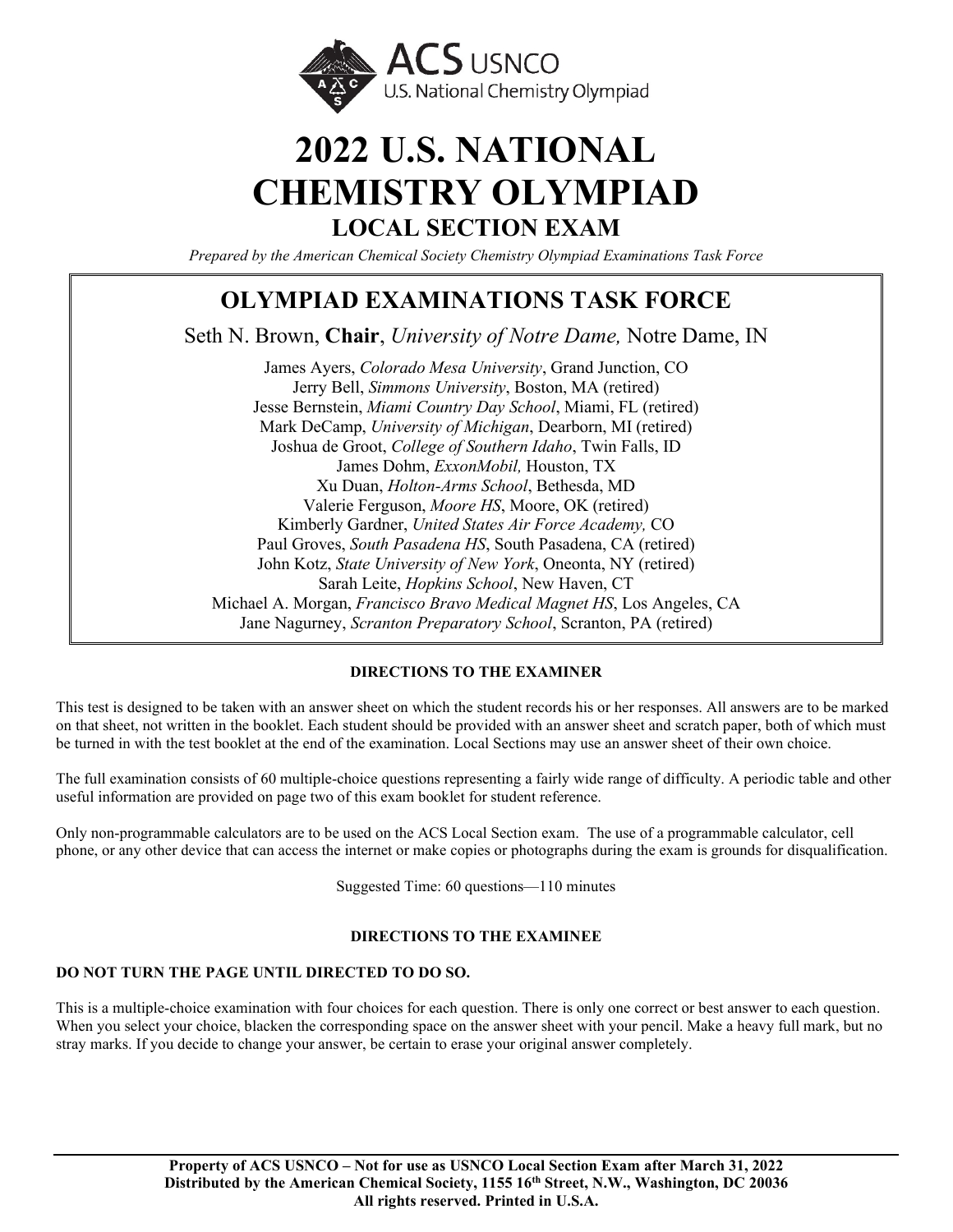ACS USNCO
U.S. National Chemistry Olympiad

# 2022 U.S. NATIONAL CHEMISTRY OLYMPIAD

## LOCAL SECTION EXAM

*Prepared by the American Chemical Society Chemistry Olympiad Examinations Task Force*

## OLYMPIAD EXAMINATIONS TASK FORCE

Seth N. Brown, **Chair**, *University of Notre Dame,* Notre Dame, IN

James Ayers, *Colorado Mesa University*, Grand Junction, CO
Jerry Bell, *Simmons University*, Boston, MA (retired)
Jesse Bernstein, *Miami Country Day School*, Miami, FL (retired)
Mark DeCamp, *University of Michigan*, Dearborn, MI (retired)
Joshua de Groot, *College of Southern Idaho*, Twin Falls, ID
James Dohm, *ExxonMobil,* Houston, TX
Xu Duan, *Holton-Arms School*, Bethesda, MD
Valerie Ferguson, *Moore HS*, Moore, OK (retired)
Kimberly Gardner, *United States Air Force Academy,* CO
Paul Groves, *South Pasadena HS*, South Pasadena, CA (retired)
John Kotz, *State University of New York*, Oneonta, NY (retired)
Sarah Leite, *Hopkins School*, New Haven, CT
Michael A. Morgan, *Francisco Bravo Medical Magnet HS*, Los Angeles, CA
Jane Nagurney, *Scranton Preparatory School*, Scranton, PA (retired)

**DIRECTIONS TO THE EXAMINER**

This test is designed to be taken with an answer sheet on which the student records his or her responses. All answers are to be marked on that sheet, not written in the booklet. Each student should be provided with an answer sheet and scratch paper, both of which must be turned in with the test booklet at the end of the examination. Local Sections may use an answer sheet of their own choice.

The full examination consists of 60 multiple-choice questions representing a fairly wide range of difficulty. A periodic table and other useful information are provided on page two of this exam booklet for student reference.

Only non-programmable calculators are to be used on the ACS Local Section exam. The use of a programmable calculator, cell phone, or any other device that can access the internet or make copies or photographs during the exam is grounds for disqualification.

Suggested Time: 60 questions—110 minutes

**DIRECTIONS TO THE EXAMINEE**

**DO NOT TURN THE PAGE UNTIL DIRECTED TO DO SO.**

This is a multiple-choice examination with four choices for each question. There is only one correct or best answer to each question. When you select your choice, blacken the corresponding space on the answer sheet with your pencil. Make a heavy full mark, but no stray marks. If you decide to change your answer, be certain to erase your original answer completely.

**Property of ACS USNCO – Not for use as USNCO Local Section Exam after March 31, 2022**
**Distributed by the American Chemical Society, 1155 16th Street, N.W., Washington, DC 20036**
**All rights reserved. Printed in U.S.A.**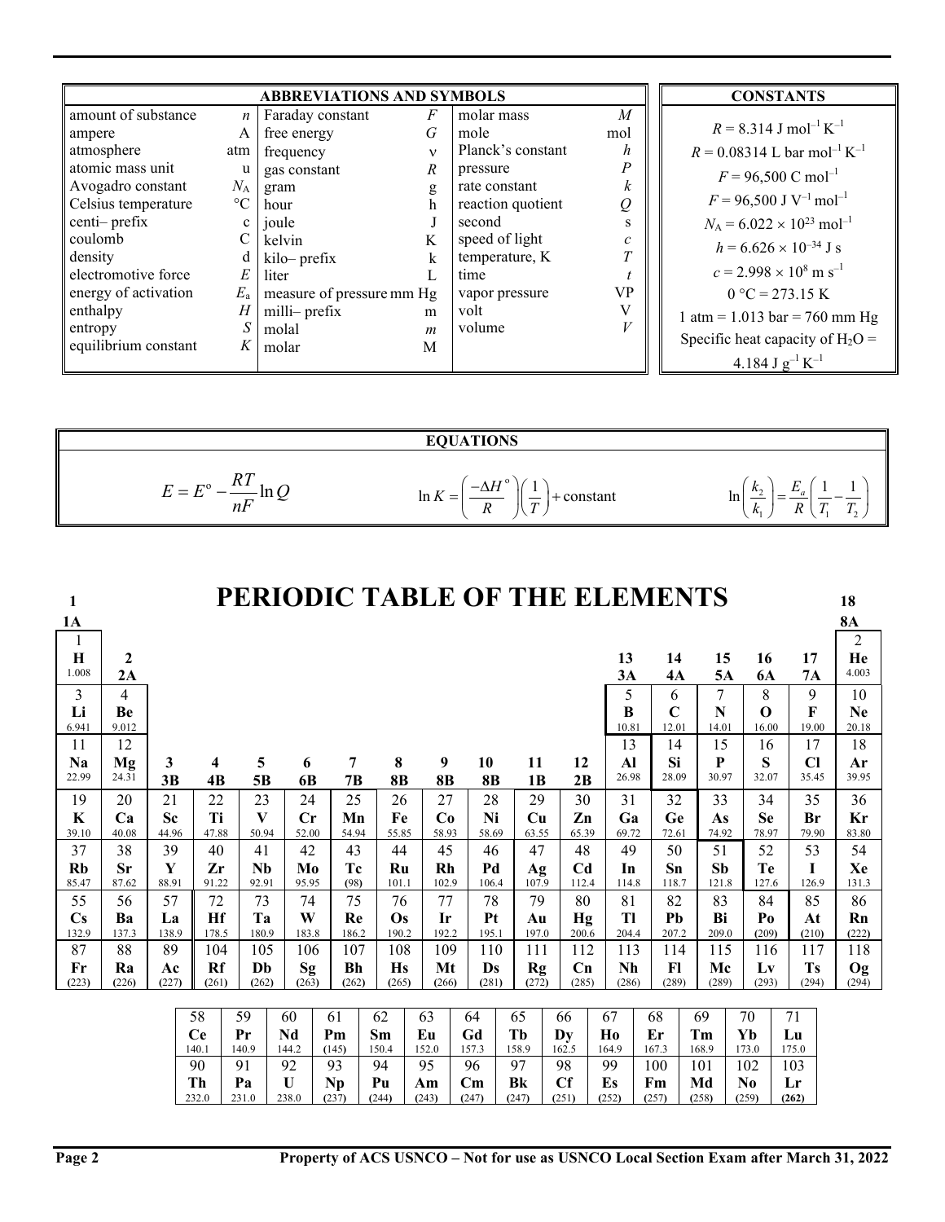## ABBREVIATIONS AND SYMBOLS

| | | | | | |
|---|---|---|---|---|---|
| amount of substance | $n$ | Faraday constant | $F$ | molar mass | $M$ |
| ampere | A | free energy | $G$ | mole | mol |
| atmosphere | atm | frequency | $\nu$ | Planck's constant | $h$ |
| atomic mass unit | u | gas constant | $R$ | pressure | $P$ |
| Avogadro constant | $N_A$ | gram | g | rate constant | $k$ |
| Celsius temperature | °C | hour | h | reaction quotient | $Q$ |
| centi– prefix | c | joule | J | second | s |
| coulomb | C | kelvin | K | speed of light | $c$ |
| density | d | kilo– prefix | k | temperature, K | $T$ |
| electromotive force | $E$ | liter | L | time | $t$ |
| energy of activation | $E_a$ | measure of pressure | mm Hg | vapor pressure | VP |
| enthalpy | $H$ | milli– prefix | m | volt | V |
| entropy | $S$ | molal | $m$ | volume | $V$ |
| equilibrium constant | $K$ | molar | M | | |

## CONSTANTS

$R = 8.314 \text{ J mol}^{-1} \text{ K}^{-1}$

$R = 0.08314 \text{ L bar mol}^{-1} \text{ K}^{-1}$

$F = 96{,}500 \text{ C mol}^{-1}$

$F = 96{,}500 \text{ J V}^{-1} \text{ mol}^{-1}$

$N_A = 6.022 \times 10^{23} \text{ mol}^{-1}$

$h = 6.626 \times 10^{-34} \text{ J s}$

$c = 2.998 \times 10^{8} \text{ m s}^{-1}$

$0 \text{ °C} = 273.15 \text{ K}$

1 atm = 1.013 bar = 760 mm Hg

Specific heat capacity of $H_2O$ = $4.184 \text{ J g}^{-1} \text{ K}^{-1}$

## EQUATIONS

$$E = E^{\circ} - \frac{RT}{nF}\ln Q$$

$$\ln K = \left(\frac{-\Delta H^{\circ}}{R}\right)\left(\frac{1}{T}\right) + \text{constant}$$

$$\ln\left(\frac{k_2}{k_1}\right) = \frac{E_a}{R}\left(\frac{1}{T_1} - \frac{1}{T_2}\right)$$

# PERIODIC TABLE OF THE ELEMENTS

| 1 1A | 2 2A | 3 3B | 4 4B | 5 5B | 6 6B | 7 7B | 8 8B | 9 8B | 10 8B | 11 1B | 12 2B | 13 3A | 14 4A | 15 5A | 16 6A | 17 7A | 18 8A |
|---|---|---|---|---|---|---|---|---|---|---|---|---|---|---|---|---|---|
| 1 **H** 1.008 | | | | | | | | | | | | | | | | | 2 **He** 4.003 |
| 3 **Li** 6.941 | 4 **Be** 9.012 | | | | | | | | | | | 5 **B** 10.81 | 6 **C** 12.01 | 7 **N** 14.01 | 8 **O** 16.00 | 9 **F** 19.00 | 10 **Ne** 20.18 |
| 11 **Na** 22.99 | 12 **Mg** 24.31 | | | | | | | | | | | 13 **Al** 26.98 | 14 **Si** 28.09 | 15 **P** 30.97 | 16 **S** 32.07 | 17 **Cl** 35.45 | 18 **Ar** 39.95 |
| 19 **K** 39.10 | 20 **Ca** 40.08 | 21 **Sc** 44.96 | 22 **Ti** 47.88 | 23 **V** 50.94 | 24 **Cr** 52.00 | 25 **Mn** 54.94 | 26 **Fe** 55.85 | 27 **Co** 58.93 | 28 **Ni** 58.69 | 29 **Cu** 63.55 | 30 **Zn** 65.39 | 31 **Ga** 69.72 | 32 **Ge** 72.61 | 33 **As** 74.92 | 34 **Se** 78.97 | 35 **Br** 79.90 | 36 **Kr** 83.80 |
| 37 **Rb** 85.47 | 38 **Sr** 87.62 | 39 **Y** 88.91 | 40 **Zr** 91.22 | 41 **Nb** 92.91 | 42 **Mo** 95.95 | 43 **Tc** (98) | 44 **Ru** 101.1 | 45 **Rh** 102.9 | 46 **Pd** 106.4 | 47 **Ag** 107.9 | 48 **Cd** 112.4 | 49 **In** 114.8 | 50 **Sn** 118.7 | 51 **Sb** 121.8 | 52 **Te** 127.6 | 53 **I** 126.9 | 54 **Xe** 131.3 |
| 55 **Cs** 132.9 | 56 **Ba** 137.3 | 57 **La** 138.9 | 72 **Hf** 178.5 | 73 **Ta** 180.9 | 74 **W** 183.8 | 75 **Re** 186.2 | 76 **Os** 190.2 | 77 **Ir** 192.2 | 78 **Pt** 195.1 | 79 **Au** 197.0 | 80 **Hg** 200.6 | 81 **Tl** 204.4 | 82 **Pb** 207.2 | 83 **Bi** 209.0 | 84 **Po** (209) | 85 **At** (210) | 86 **Rn** (222) |
| 87 **Fr** (223) | 88 **Ra** (226) | 89 **Ac** (227) | 104 **Rf** (261) | 105 **Db** (262) | 106 **Sg** (263) | 107 **Bh** (262) | 108 **Hs** (265) | 109 **Mt** (266) | 110 **Ds** (281) | 111 **Rg** (272) | 112 **Cn** (285) | 113 **Nh** (286) | 114 **Fl** (289) | 115 **Mc** (289) | 116 **Lv** (293) | 117 **Ts** (294) | 118 **Og** (294) |

| | | | | | | | | | | | | | |
|---|---|---|---|---|---|---|---|---|---|---|---|---|---|
| 58 **Ce** 140.1 | 59 **Pr** 140.9 | 60 **Nd** 144.2 | 61 **Pm** (145) | 62 **Sm** 150.4 | 63 **Eu** 152.0 | 64 **Gd** 157.3 | 65 **Tb** 158.9 | 66 **Dy** 162.5 | 67 **Ho** 164.9 | 68 **Er** 167.3 | 69 **Tm** 168.9 | 70 **Yb** 173.0 | 71 **Lu** 175.0 |
| 90 **Th** 232.0 | 91 **Pa** 231.0 | 92 **U** 238.0 | 93 **Np** (237) | 94 **Pu** (244) | 95 **Am** (243) | 96 **Cm** (247) | 97 **Bk** (247) | 98 **Cf** (251) | 99 **Es** (252) | 100 **Fm** (257) | 101 **Md** (258) | 102 **No** (259) | 103 **Lr** (262) |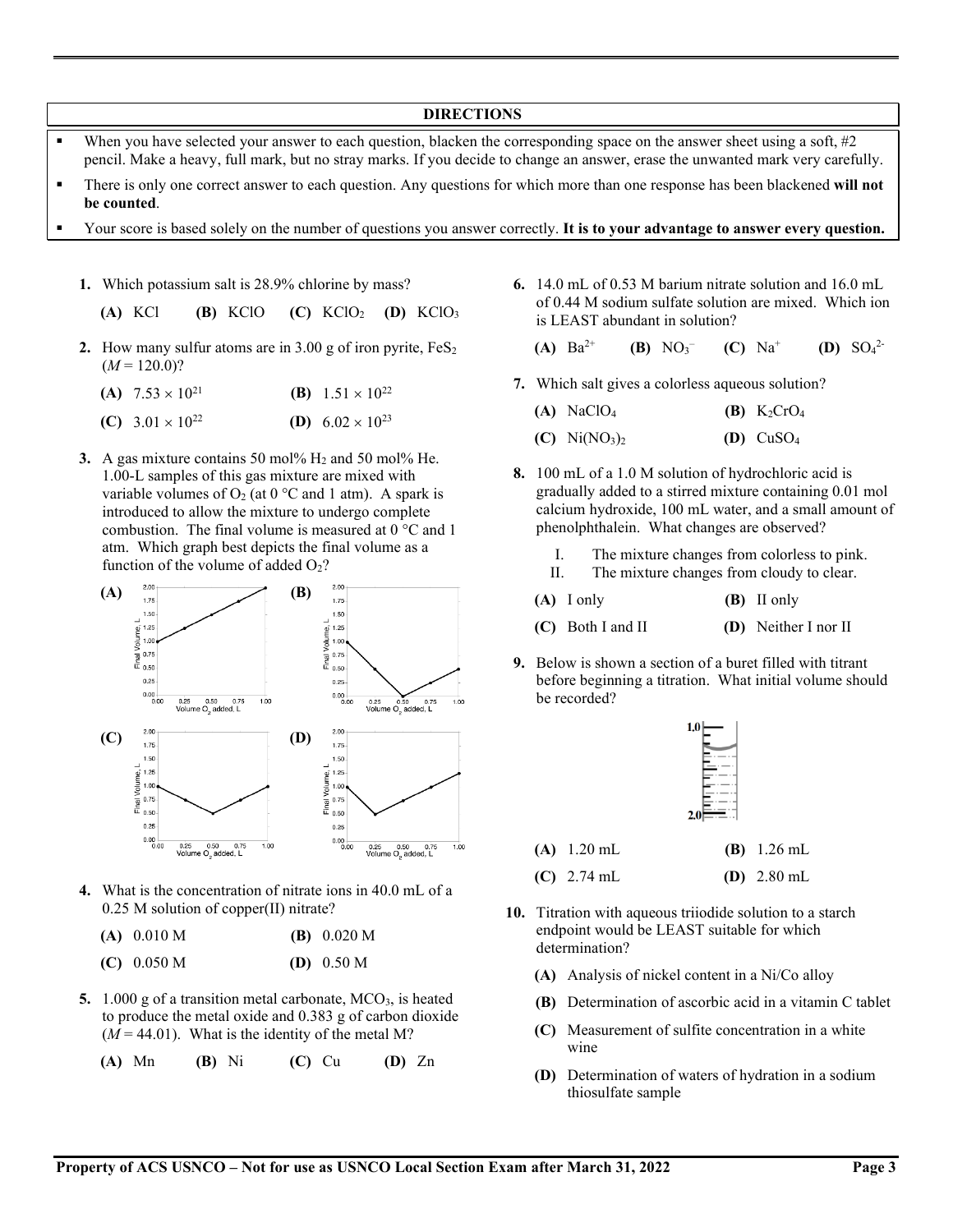## DIRECTIONS

- When you have selected your answer to each question, blacken the corresponding space on the answer sheet using a soft, #2 pencil. Make a heavy, full mark, but no stray marks. If you decide to change an answer, erase the unwanted mark very carefully.
- There is only one correct answer to each question. Any questions for which more than one response has been blackened **will not be counted**.
- Your score is based solely on the number of questions you answer correctly. **It is to your advantage to answer every question.**

**1.** Which potassium salt is 28.9% chlorine by mass?

**(A)** $KCl$ **(B)** $KClO$ **(C)** $KClO_2$ **(D)** $KClO_3$

**2.** How many sulfur atoms are in 3.00 g of iron pyrite, $FeS_2$ ($M = 120.0$)?

**(A)** $7.53 \times 10^{21}$ **(B)** $1.51 \times 10^{22}$

**(C)** $3.01 \times 10^{22}$ **(D)** $6.02 \times 10^{23}$

**3.** A gas mixture contains 50 mol% $H_2$ and 50 mol% He. 1.00-L samples of this gas mixture are mixed with variable volumes of $O_2$ (at 0 °C and 1 atm). A spark is introduced to allow the mixture to undergo complete combustion. The final volume is measured at 0 °C and 1 atm. Which graph best depicts the final volume as a function of the volume of added $O_2$?

**(A)** **(B)**

**(C)** **(D)**

**4.** What is the concentration of nitrate ions in 40.0 mL of a 0.25 M solution of copper(II) nitrate?

**(A)** 0.010 M **(B)** 0.020 M

**(C)** 0.050 M **(D)** 0.50 M

**5.** 1.000 g of a transition metal carbonate, $MCO_3$, is heated to produce the metal oxide and 0.383 g of carbon dioxide ($M = 44.01$). What is the identity of the metal M?

**(A)** Mn **(B)** Ni **(C)** Cu **(D)** Zn

**6.** 14.0 mL of 0.53 M barium nitrate solution and 16.0 mL of 0.44 M sodium sulfate solution are mixed. Which ion is LEAST abundant in solution?

**(A)** $Ba^{2+}$ **(B)** $NO_3^-$ **(C)** $Na^+$ **(D)** $SO_4^{2-}$

**7.** Which salt gives a colorless aqueous solution?

**(A)** $NaClO_4$ **(B)** $K_2CrO_4$

**(C)** $Ni(NO_3)_2$ **(D)** $CuSO_4$

**8.** 100 mL of a 1.0 M solution of hydrochloric acid is gradually added to a stirred mixture containing 0.01 mol calcium hydroxide, 100 mL water, and a small amount of phenolphthalein. What changes are observed?

I. The mixture changes from colorless to pink.
II. The mixture changes from cloudy to clear.

**(A)** I only **(B)** II only

**(C)** Both I and II **(D)** Neither I nor II

**9.** Below is shown a section of a buret filled with titrant before beginning a titration. What initial volume should be recorded?

**(A)** 1.20 mL **(B)** 1.26 mL

**(C)** 2.74 mL **(D)** 2.80 mL

**10.** Titration with aqueous triiodide solution to a starch endpoint would be LEAST suitable for which determination?

**(A)** Analysis of nickel content in a Ni/Co alloy

**(B)** Determination of ascorbic acid in a vitamin C tablet

**(C)** Measurement of sulfite concentration in a white wine

**(D)** Determination of waters of hydration in a sodium thiosulfate sample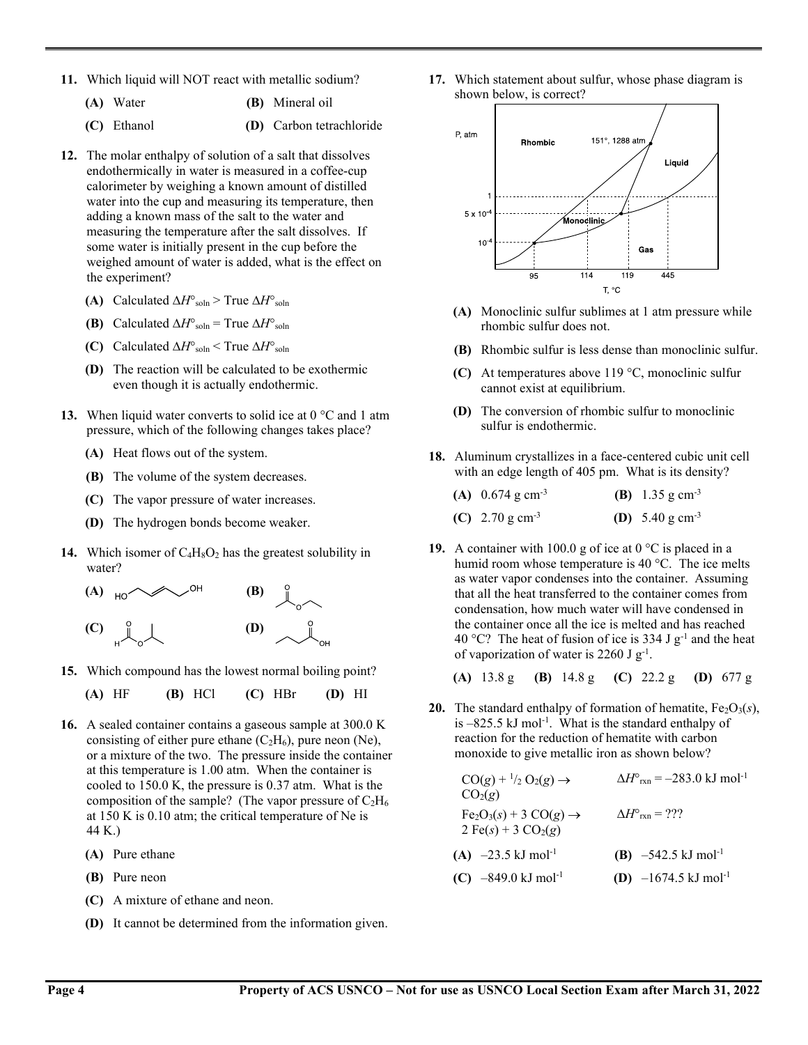**11.** Which liquid will NOT react with metallic sodium?

**(A)** Water
**(B)** Mineral oil
**(C)** Ethanol
**(D)** Carbon tetrachloride

**12.** The molar enthalpy of solution of a salt that dissolves endothermically in water is measured in a coffee-cup calorimeter by weighing a known amount of distilled water into the cup and measuring its temperature, then adding a known mass of the salt to the water and measuring the temperature after the salt dissolves. If some water is initially present in the cup before the weighed amount of water is added, what is the effect on the experiment?

**(A)** Calculated $\Delta H^\circ_{soln}$ > True $\Delta H^\circ_{soln}$

**(B)** Calculated $\Delta H^\circ_{soln}$ = True $\Delta H^\circ_{soln}$

**(C)** Calculated $\Delta H^\circ_{soln}$ < True $\Delta H^\circ_{soln}$

**(D)** The reaction will be calculated to be exothermic even though it is actually endothermic.

**13.** When liquid water converts to solid ice at 0 °C and 1 atm pressure, which of the following changes takes place?

**(A)** Heat flows out of the system.

**(B)** The volume of the system decreases.

**(C)** The vapor pressure of water increases.

**(D)** The hydrogen bonds become weaker.

**14.** Which isomer of $C_4H_8O_2$ has the greatest solubility in water?

**(A)** HO–CH₂–CH=CH–CH₂–OH

**(B)** $CH_3C(=O)OCH_2CH_3$

**(C)** $HC(=O)OCH(CH_3)_2$

**(D)** $CH_3CH_2CH_2C(=O)OH$

**15.** Which compound has the lowest normal boiling point?

**(A)** HF **(B)** HCl **(C)** HBr **(D)** HI

**16.** A sealed container contains a gaseous sample at 300.0 K consisting of either pure ethane ($C_2H_6$), pure neon (Ne), or a mixture of the two. The pressure inside the container at this temperature is 1.00 atm. When the container is cooled to 150.0 K, the pressure is 0.37 atm. What is the composition of the sample? (The vapor pressure of $C_2H_6$ at 150 K is 0.10 atm; the critical temperature of Ne is 44 K.)

**(A)** Pure ethane

**(B)** Pure neon

**(C)** A mixture of ethane and neon.

**(D)** It cannot be determined from the information given.

**17.** Which statement about sulfur, whose phase diagram is shown below, is correct?

[Phase diagram: P, atm vs. T, °C; regions Rhombic, Monoclinic, Liquid, Gas; labeled points 151°, 1288 atm; pressures 1, $5 \times 10^{-4}$, $10^{-4}$; temperatures 95, 114, 119, 445]

**(A)** Monoclinic sulfur sublimes at 1 atm pressure while rhombic sulfur does not.

**(B)** Rhombic sulfur is less dense than monoclinic sulfur.

**(C)** At temperatures above 119 °C, monoclinic sulfur cannot exist at equilibrium.

**(D)** The conversion of rhombic sulfur to monoclinic sulfur is endothermic.

**18.** Aluminum crystallizes in a face-centered cubic unit cell with an edge length of 405 pm. What is its density?

**(A)** 0.674 g cm$^{-3}$
**(B)** 1.35 g cm$^{-3}$
**(C)** 2.70 g cm$^{-3}$
**(D)** 5.40 g cm$^{-3}$

**19.** A container with 100.0 g of ice at 0 °C is placed in a humid room whose temperature is 40 °C. The ice melts as water vapor condenses into the container. Assuming that all the heat transferred to the container comes from condensation, how much water will have condensed in the container once all the ice is melted and has reached 40 °C? The heat of fusion of ice is 334 J g$^{-1}$ and the heat of vaporization of water is 2260 J g$^{-1}$.

**(A)** 13.8 g **(B)** 14.8 g **(C)** 22.2 g **(D)** 677 g

**20.** The standard enthalpy of formation of hematite, $Fe_2O_3(s)$, is –825.5 kJ mol$^{-1}$. What is the standard enthalpy of reaction for the reduction of hematite with carbon monoxide to give metallic iron as shown below?

$CO(g) + \frac{1}{2} O_2(g) \rightarrow CO_2(g)$ $\Delta H^\circ_{rxn} = -283.0$ kJ mol$^{-1}$

$Fe_2O_3(s) + 3\ CO(g) \rightarrow 2\ Fe(s) + 3\ CO_2(g)$ $\Delta H^\circ_{rxn} = ???$

**(A)** –23.5 kJ mol$^{-1}$
**(B)** –542.5 kJ mol$^{-1}$
**(C)** –849.0 kJ mol$^{-1}$
**(D)** –1674.5 kJ mol$^{-1}$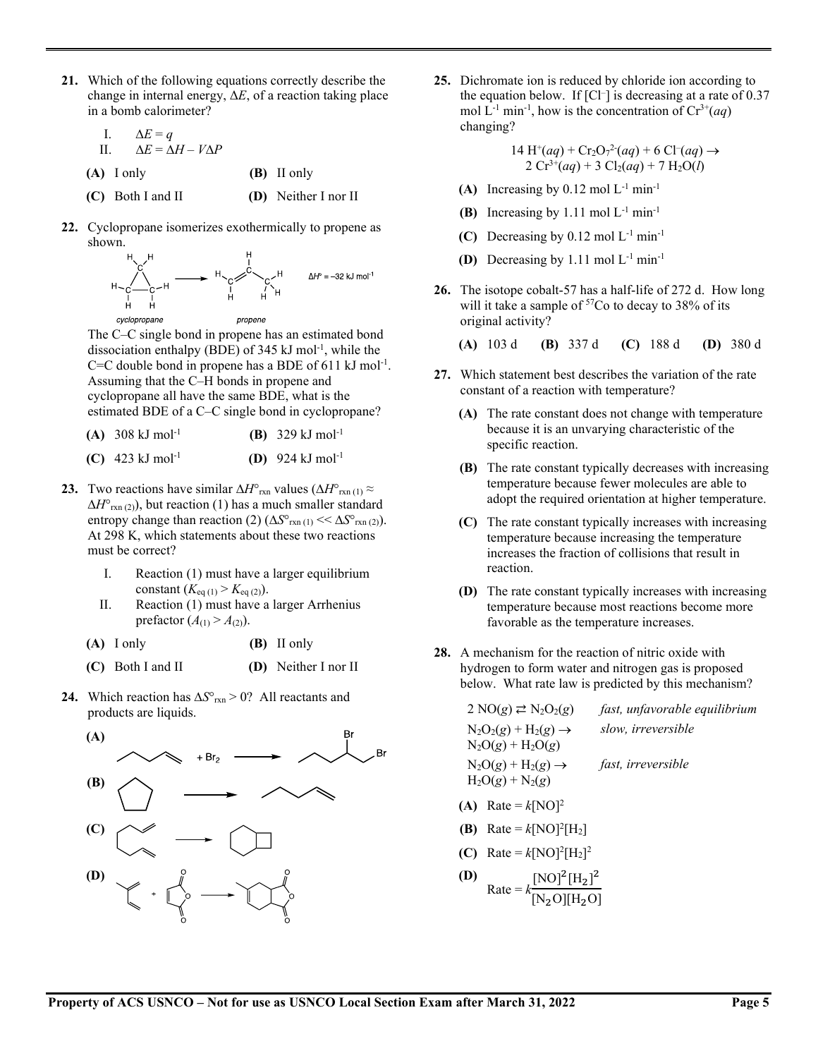**21.** Which of the following equations correctly describe the change in internal energy, $\Delta E$, of a reaction taking place in a bomb calorimeter?

I. $\Delta E = q$
II. $\Delta E = \Delta H - V\Delta P$

**(A)** I only **(B)** II only
**(C)** Both I and II **(D)** Neither I nor II

**22.** Cyclopropane isomerizes exothermically to propene as shown.

cyclopropane → propene $\Delta H° = -32$ kJ mol$^{-1}$

The C–C single bond in propene has an estimated bond dissociation enthalpy (BDE) of 345 kJ mol$^{-1}$, while the C=C double bond in propene has a BDE of 611 kJ mol$^{-1}$. Assuming that the C–H bonds in propene and cyclopropane all have the same BDE, what is the estimated BDE of a C–C single bond in cyclopropane?

**(A)** 308 kJ mol$^{-1}$ **(B)** 329 kJ mol$^{-1}$
**(C)** 423 kJ mol$^{-1}$ **(D)** 924 kJ mol$^{-1}$

**23.** Two reactions have similar $\Delta H°_{rxn}$ values ($\Delta H°_{rxn\,(1)} \approx \Delta H°_{rxn\,(2)}$), but reaction (1) has a much smaller standard entropy change than reaction (2) ($\Delta S°_{rxn\,(1)} << \Delta S°_{rxn\,(2)}$). At 298 K, which statements about these two reactions must be correct?

I. Reaction (1) must have a larger equilibrium constant ($K_{eq\,(1)} > K_{eq\,(2)}$).
II. Reaction (1) must have a larger Arrhenius prefactor ($A_{(1)} > A_{(2)}$).

**(A)** I only **(B)** II only
**(C)** Both I and II **(D)** Neither I nor II

**24.** Which reaction has $\Delta S°_{rxn} > 0$? All reactants and products are liquids.

**(A)** 1-pentene + $Br_2$ → 1,2-dibromopentane

**(B)** cyclopentane → 1-pentene

**(C)** 1,7-octadiene → bicyclo[4.2.0]octane

**(D)** isoprene + maleic anhydride → Diels–Alder adduct

**25.** Dichromate ion is reduced by chloride ion according to the equation below. If [Cl$^-$] is decreasing at a rate of 0.37 mol L$^{-1}$ min$^{-1}$, how is the concentration of $Cr^{3+}(aq)$ changing?

$$14\ H^+(aq) + Cr_2O_7^{2-}(aq) + 6\ Cl^-(aq) \rightarrow 2\ Cr^{3+}(aq) + 3\ Cl_2(aq) + 7\ H_2O(l)$$

**(A)** Increasing by 0.12 mol L$^{-1}$ min$^{-1}$
**(B)** Increasing by 1.11 mol L$^{-1}$ min$^{-1}$
**(C)** Decreasing by 0.12 mol L$^{-1}$ min$^{-1}$
**(D)** Decreasing by 1.11 mol L$^{-1}$ min$^{-1}$

**26.** The isotope cobalt-57 has a half-life of 272 d. How long will it take a sample of $^{57}$Co to decay to 38% of its original activity?

**(A)** 103 d **(B)** 337 d **(C)** 188 d **(D)** 380 d

**27.** Which statement best describes the variation of the rate constant of a reaction with temperature?

**(A)** The rate constant does not change with temperature because it is an unvarying characteristic of the specific reaction.
**(B)** The rate constant typically decreases with increasing temperature because fewer molecules are able to adopt the required orientation at higher temperature.
**(C)** The rate constant typically increases with increasing temperature because increasing the temperature increases the fraction of collisions that result in reaction.
**(D)** The rate constant typically increases with increasing temperature because most reactions become more favorable as the temperature increases.

**28.** A mechanism for the reaction of nitric oxide with hydrogen to form water and nitrogen gas is proposed below. What rate law is predicted by this mechanism?

| | |
|---|---|
| $2\ NO(g) \rightleftarrows N_2O_2(g)$ | *fast, unfavorable equilibrium* |
| $N_2O_2(g) + H_2(g) \rightarrow N_2O(g) + H_2O(g)$ | *slow, irreversible* |
| $N_2O(g) + H_2(g) \rightarrow H_2O(g) + N_2(g)$ | *fast, irreversible* |

**(A)** Rate = $k[NO]^2$
**(B)** Rate = $k[NO]^2[H_2]$
**(C)** Rate = $k[NO]^2[H_2]^2$
**(D)** Rate = $k\dfrac{[NO]^2[H_2]^2}{[N_2O][H_2O]}$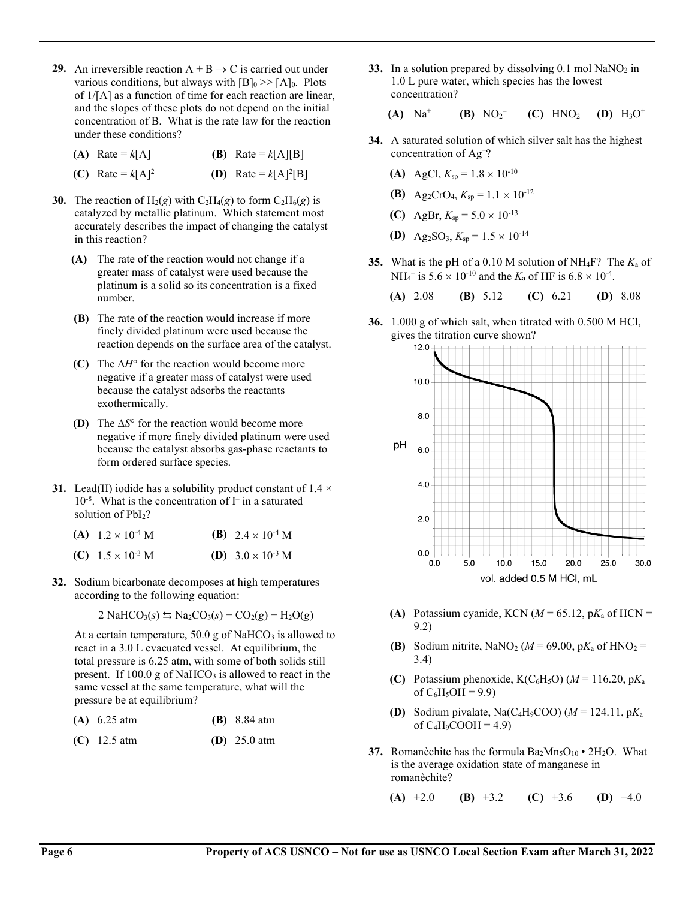**29.** An irreversible reaction $A + B \rightarrow C$ is carried out under various conditions, but always with $[B]_0 >> [A]_0$. Plots of $1/[A]$ as a function of time for each reaction are linear, and the slopes of these plots do not depend on the initial concentration of B. What is the rate law for the reaction under these conditions?

**(A)** Rate = $k[A]$ **(B)** Rate = $k[A][B]$

**(C)** Rate = $k[A]^2$ **(D)** Rate = $k[A]^2[B]$

**30.** The reaction of $H_2(g)$ with $C_2H_4(g)$ to form $C_2H_6(g)$ is catalyzed by metallic platinum. Which statement most accurately describes the impact of changing the catalyst in this reaction?

**(A)** The rate of the reaction would not change if a greater mass of catalyst were used because the platinum is a solid so its concentration is a fixed number.

**(B)** The rate of the reaction would increase if more finely divided platinum were used because the reaction depends on the surface area of the catalyst.

**(C)** The $\Delta H°$ for the reaction would become more negative if a greater mass of catalyst were used because the catalyst adsorbs the reactants exothermically.

**(D)** The $\Delta S°$ for the reaction would become more negative if more finely divided platinum were used because the catalyst absorbs gas-phase reactants to form ordered surface species.

**31.** Lead(II) iodide has a solubility product constant of $1.4 \times 10^{-8}$. What is the concentration of $I^-$ in a saturated solution of $PbI_2$?

**(A)** $1.2 \times 10^{-4}$ M **(B)** $2.4 \times 10^{-4}$ M

**(C)** $1.5 \times 10^{-3}$ M **(D)** $3.0 \times 10^{-3}$ M

**32.** Sodium bicarbonate decomposes at high temperatures according to the following equation:

$$2\ NaHCO_3(s) \leftrightarrows Na_2CO_3(s) + CO_2(g) + H_2O(g)$$

At a certain temperature, 50.0 g of $NaHCO_3$ is allowed to react in a 3.0 L evacuated vessel. At equilibrium, the total pressure is 6.25 atm, with some of both solids still present. If 100.0 g of $NaHCO_3$ is allowed to react in the same vessel at the same temperature, what will the pressure be at equilibrium?

**(A)** 6.25 atm **(B)** 8.84 atm

**(C)** 12.5 atm **(D)** 25.0 atm

**33.** In a solution prepared by dissolving 0.1 mol $NaNO_2$ in 1.0 L pure water, which species has the lowest concentration?

**(A)** $Na^+$ **(B)** $NO_2^-$ **(C)** $HNO_2$ **(D)** $H_3O^+$

**34.** A saturated solution of which silver salt has the highest concentration of $Ag^+$?

**(A)** AgCl, $K_{sp} = 1.8 \times 10^{-10}$

**(B)** $Ag_2CrO_4$, $K_{sp} = 1.1 \times 10^{-12}$

**(C)** AgBr, $K_{sp} = 5.0 \times 10^{-13}$

**(D)** $Ag_2SO_3$, $K_{sp} = 1.5 \times 10^{-14}$

**35.** What is the pH of a 0.10 M solution of $NH_4F$? The $K_a$ of $NH_4^+$ is $5.6 \times 10^{-10}$ and the $K_a$ of HF is $6.8 \times 10^{-4}$.

**(A)** 2.08 **(B)** 5.12 **(C)** 6.21 **(D)** 8.08

**36.** 1.000 g of which salt, when titrated with 0.500 M HCl, gives the titration curve shown?

**(A)** Potassium cyanide, KCN ($M$ = 65.12, p$K_a$ of HCN = 9.2)

**(B)** Sodium nitrite, $NaNO_2$ ($M$ = 69.00, p$K_a$ of $HNO_2$ = 3.4)

**(C)** Potassium phenoxide, $K(C_6H_5O)$ ($M$ = 116.20, p$K_a$ of $C_6H_5OH$ = 9.9)

**(D)** Sodium pivalate, $Na(C_4H_9COO)$ ($M$ = 124.11, p$K_a$ of $C_4H_9COOH$ = 4.9)

**37.** Romanèchite has the formula $Ba_2Mn_5O_{10} \cdot 2H_2O$. What is the average oxidation state of manganese in romanèchite?

**(A)** +2.0 **(B)** +3.2 **(C)** +3.6 **(D)** +4.0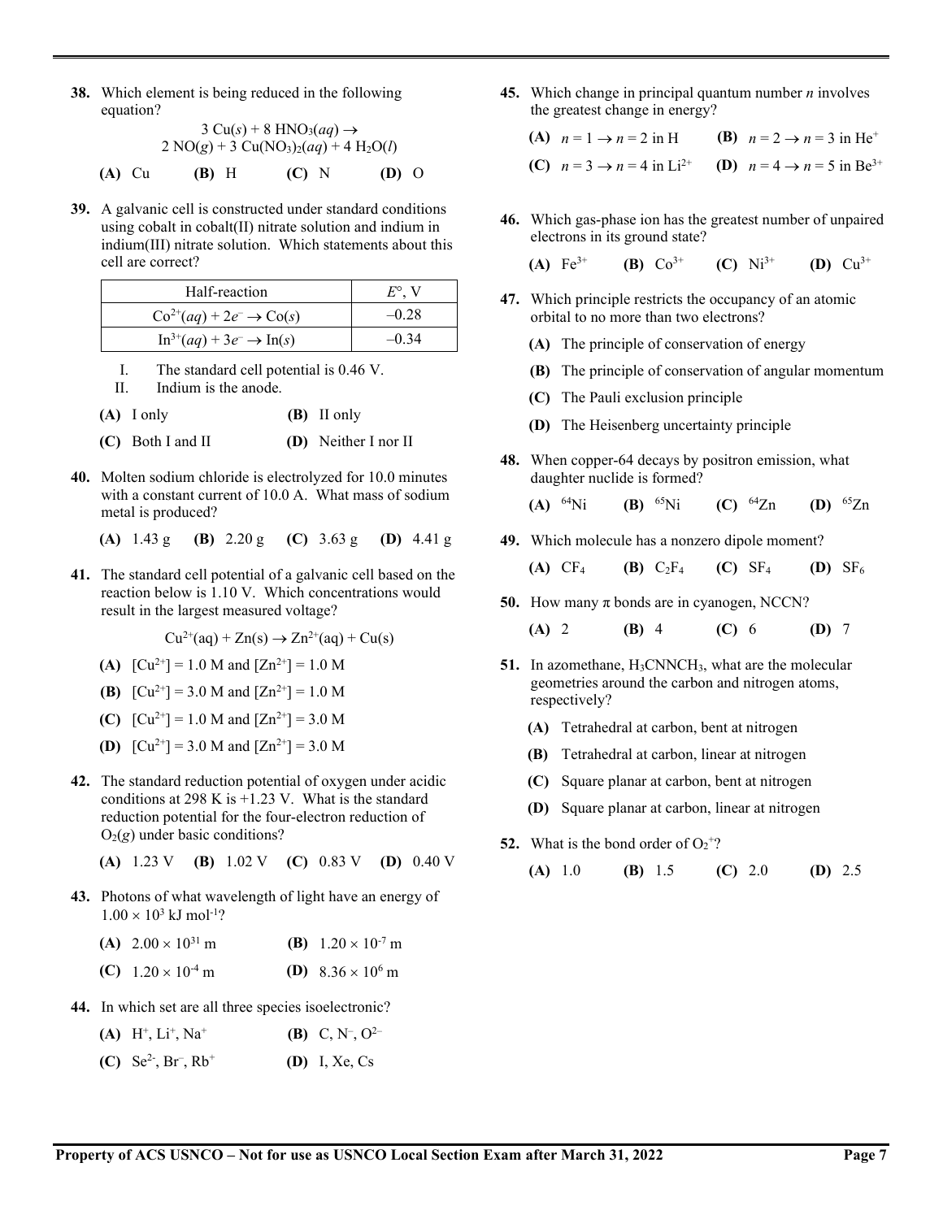**38.** Which element is being reduced in the following equation?

$$3\ Cu(s) + 8\ HNO_3(aq) \rightarrow 2\ NO(g) + 3\ Cu(NO_3)_2(aq) + 4\ H_2O(l)$$

**(A)** Cu **(B)** H **(C)** N **(D)** O

**39.** A galvanic cell is constructed under standard conditions using cobalt in cobalt(II) nitrate solution and indium in indium(III) nitrate solution. Which statements about this cell are correct?

| Half-reaction | $E°$, V |
|---|---|
| $Co^{2+}(aq) + 2e^- \rightarrow Co(s)$ | –0.28 |
| $In^{3+}(aq) + 3e^- \rightarrow In(s)$ | –0.34 |

I. The standard cell potential is 0.46 V.
II. Indium is the anode.

**(A)** I only **(B)** II only
**(C)** Both I and II **(D)** Neither I nor II

**40.** Molten sodium chloride is electrolyzed for 10.0 minutes with a constant current of 10.0 A. What mass of sodium metal is produced?

**(A)** 1.43 g **(B)** 2.20 g **(C)** 3.63 g **(D)** 4.41 g

**41.** The standard cell potential of a galvanic cell based on the reaction below is 1.10 V. Which concentrations would result in the largest measured voltage?

$$Cu^{2+}(aq) + Zn(s) \rightarrow Zn^{2+}(aq) + Cu(s)$$

**(A)** $[Cu^{2+}]$ = 1.0 M and $[Zn^{2+}]$ = 1.0 M
**(B)** $[Cu^{2+}]$ = 3.0 M and $[Zn^{2+}]$ = 1.0 M
**(C)** $[Cu^{2+}]$ = 1.0 M and $[Zn^{2+}]$ = 3.0 M
**(D)** $[Cu^{2+}]$ = 3.0 M and $[Zn^{2+}]$ = 3.0 M

**42.** The standard reduction potential of oxygen under acidic conditions at 298 K is +1.23 V. What is the standard reduction potential for the four-electron reduction of $O_2(g)$ under basic conditions?

**(A)** 1.23 V **(B)** 1.02 V **(C)** 0.83 V **(D)** 0.40 V

**43.** Photons of what wavelength of light have an energy of $1.00 \times 10^3$ kJ mol$^{-1}$?

**(A)** $2.00 \times 10^{31}$ m **(B)** $1.20 \times 10^{-7}$ m
**(C)** $1.20 \times 10^{-4}$ m **(D)** $8.36 \times 10^{6}$ m

**44.** In which set are all three species isoelectronic?

**(A)** $H^+$, $Li^+$, $Na^+$ **(B)** C, $N^-$, $O^{2-}$
**(C)** $Se^{2-}$, $Br^-$, $Rb^+$ **(D)** I, Xe, Cs

**45.** Which change in principal quantum number $n$ involves the greatest change in energy?

**(A)** $n = 1 \rightarrow n = 2$ in H **(B)** $n = 2 \rightarrow n = 3$ in $He^+$
**(C)** $n = 3 \rightarrow n = 4$ in $Li^{2+}$ **(D)** $n = 4 \rightarrow n = 5$ in $Be^{3+}$

**46.** Which gas-phase ion has the greatest number of unpaired electrons in its ground state?

**(A)** $Fe^{3+}$ **(B)** $Co^{3+}$ **(C)** $Ni^{3+}$ **(D)** $Cu^{3+}$

**47.** Which principle restricts the occupancy of an atomic orbital to no more than two electrons?

**(A)** The principle of conservation of energy
**(B)** The principle of conservation of angular momentum
**(C)** The Pauli exclusion principle
**(D)** The Heisenberg uncertainty principle

**48.** When copper-64 decays by positron emission, what daughter nuclide is formed?

**(A)** $^{64}Ni$ **(B)** $^{65}Ni$ **(C)** $^{64}Zn$ **(D)** $^{65}Zn$

**49.** Which molecule has a nonzero dipole moment?

**(A)** $CF_4$ **(B)** $C_2F_4$ **(C)** $SF_4$ **(D)** $SF_6$

**50.** How many π bonds are in cyanogen, NCCN?

**(A)** 2 **(B)** 4 **(C)** 6 **(D)** 7

**51.** In azomethane, $H_3CNNCH_3$, what are the molecular geometries around the carbon and nitrogen atoms, respectively?

**(A)** Tetrahedral at carbon, bent at nitrogen
**(B)** Tetrahedral at carbon, linear at nitrogen
**(C)** Square planar at carbon, bent at nitrogen
**(D)** Square planar at carbon, linear at nitrogen

**52.** What is the bond order of $O_2^+$?

**(A)** 1.0 **(B)** 1.5 **(C)** 2.0 **(D)** 2.5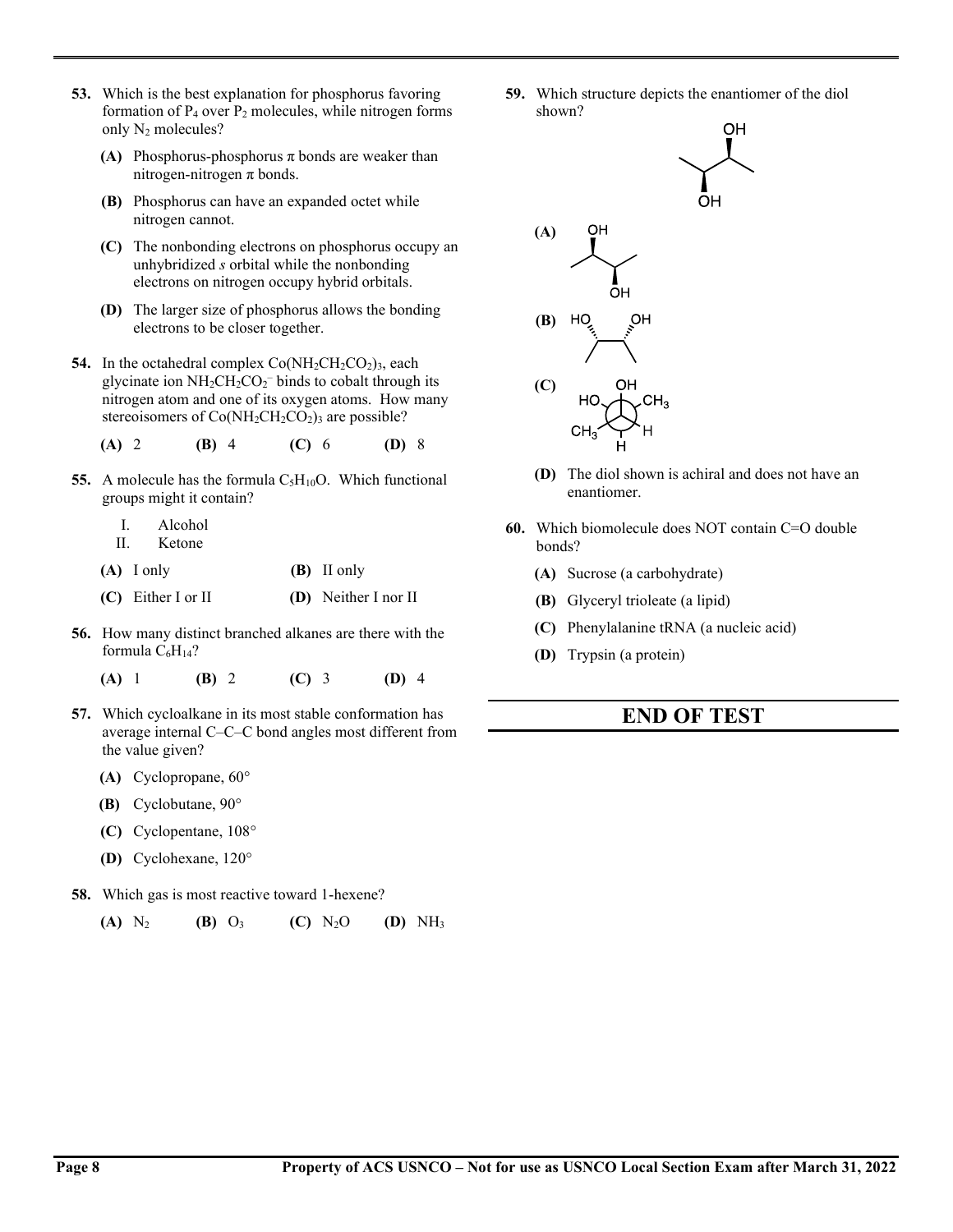**53.** Which is the best explanation for phosphorus favoring formation of $P_4$ over $P_2$ molecules, while nitrogen forms only $N_2$ molecules?

**(A)** Phosphorus-phosphorus π bonds are weaker than nitrogen-nitrogen π bonds.

**(B)** Phosphorus can have an expanded octet while nitrogen cannot.

**(C)** The nonbonding electrons on phosphorus occupy an unhybridized *s* orbital while the nonbonding electrons on nitrogen occupy hybrid orbitals.

**(D)** The larger size of phosphorus allows the bonding electrons to be closer together.

**54.** In the octahedral complex $Co(NH_2CH_2CO_2)_3$, each glycinate ion $NH_2CH_2CO_2^-$ binds to cobalt through its nitrogen atom and one of its oxygen atoms. How many stereoisomers of $Co(NH_2CH_2CO_2)_3$ are possible?

**(A)** 2 **(B)** 4 **(C)** 6 **(D)** 8

**55.** A molecule has the formula $C_5H_{10}O$. Which functional groups might it contain?

I. Alcohol
II. Ketone

**(A)** I only **(B)** II only

**(C)** Either I or II **(D)** Neither I nor II

**56.** How many distinct branched alkanes are there with the formula $C_6H_{14}$?

**(A)** 1 **(B)** 2 **(C)** 3 **(D)** 4

**57.** Which cycloalkane in its most stable conformation has average internal C–C–C bond angles most different from the value given?

**(A)** Cyclopropane, 60°

**(B)** Cyclobutane, 90°

**(C)** Cyclopentane, 108°

**(D)** Cyclohexane, 120°

**58.** Which gas is most reactive toward 1-hexene?

**(A)** $N_2$ **(B)** $O_3$ **(C)** $N_2O$ **(D)** $NH_3$

**59.** Which structure depicts the enantiomer of the diol shown?

**(A)**

**(B)**

**(C)**

**(D)** The diol shown is achiral and does not have an enantiomer.

**60.** Which biomolecule does NOT contain C=O double bonds?

**(A)** Sucrose (a carbohydrate)

**(B)** Glyceryl trioleate (a lipid)

**(C)** Phenylalanine tRNA (a nucleic acid)

**(D)** Trypsin (a protein)

## END OF TEST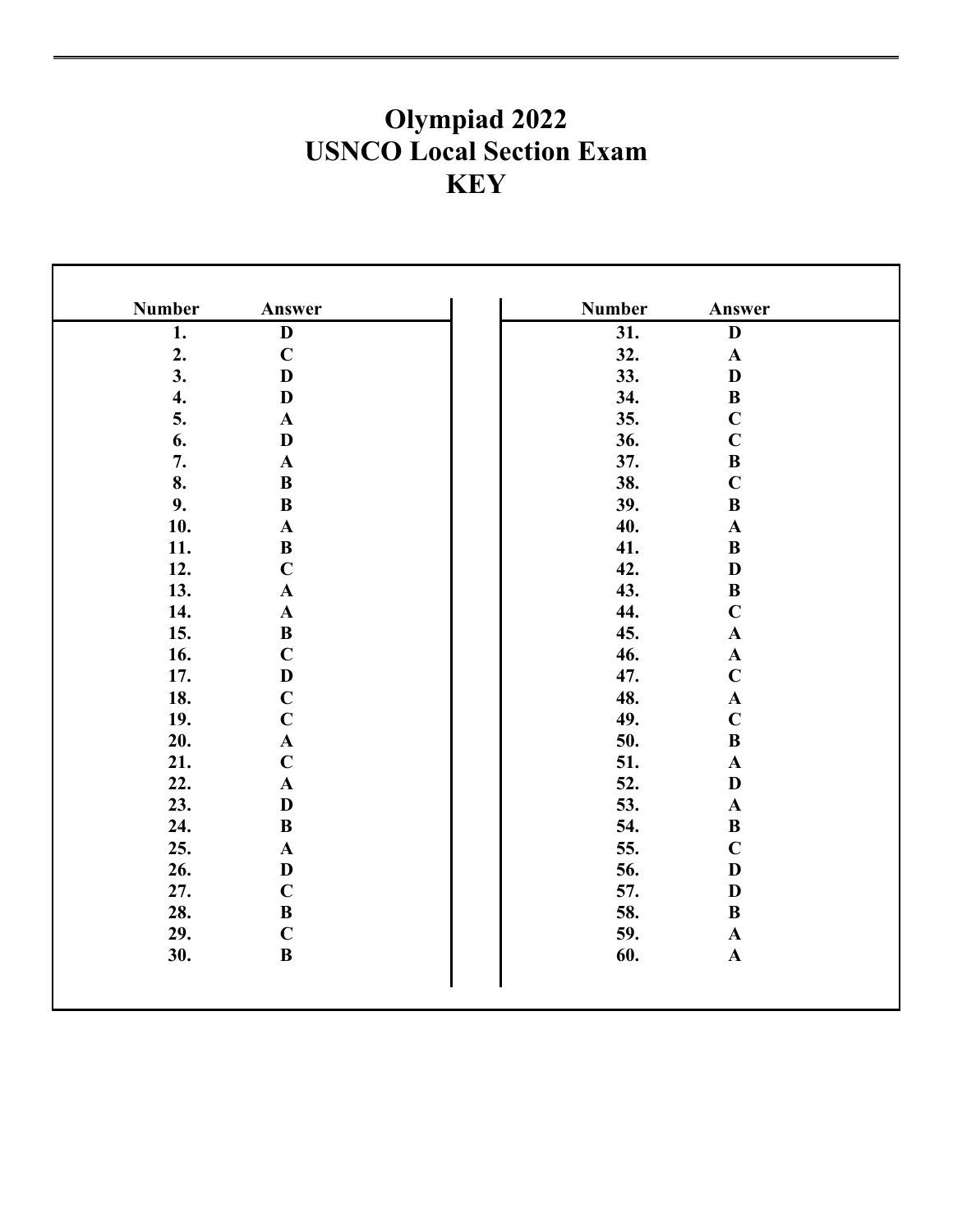# Olympiad 2022
# USNCO Local Section Exam
# KEY

| Number | Answer | Number | Answer |
|---|---|---|---|
| 1. | D | 31. | D |
| 2. | C | 32. | A |
| 3. | D | 33. | D |
| 4. | D | 34. | B |
| 5. | A | 35. | C |
| 6. | D | 36. | C |
| 7. | A | 37. | B |
| 8. | B | 38. | C |
| 9. | B | 39. | B |
| 10. | A | 40. | A |
| 11. | B | 41. | B |
| 12. | C | 42. | D |
| 13. | A | 43. | B |
| 14. | A | 44. | C |
| 15. | B | 45. | A |
| 16. | C | 46. | A |
| 17. | D | 47. | C |
| 18. | C | 48. | A |
| 19. | C | 49. | C |
| 20. | A | 50. | B |
| 21. | C | 51. | A |
| 22. | A | 52. | D |
| 23. | D | 53. | A |
| 24. | B | 54. | B |
| 25. | A | 55. | C |
| 26. | D | 56. | D |
| 27. | C | 57. | D |
| 28. | B | 58. | B |
| 29. | C | 59. | A |
| 30. | B | 60. | A |